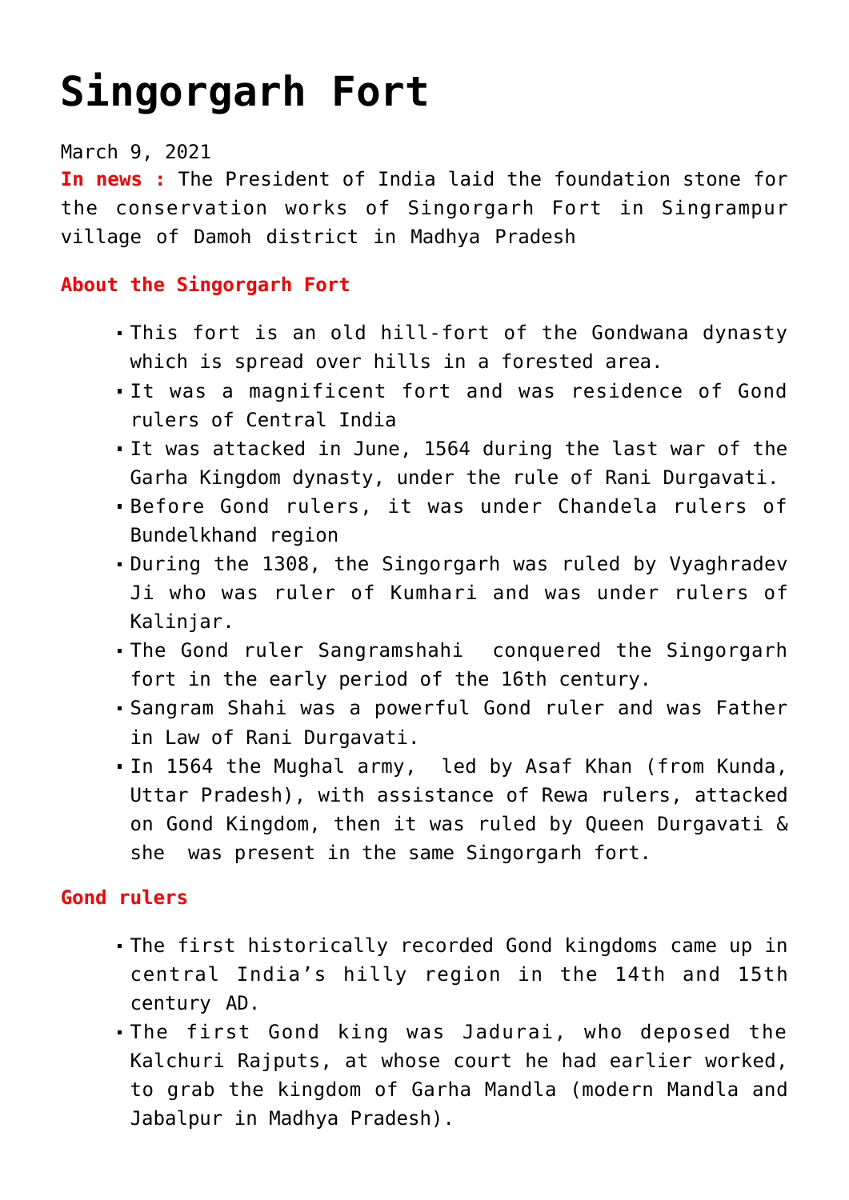# Singorgarh Fort

March 9, 2021

**In news :** The President of India laid the foundation stone for the conservation works of Singorgarh Fort in Singrampur village of Damoh district in Madhya Pradesh

**About the Singorgarh Fort**

- This fort is an old hill-fort of the Gondwana dynasty which is spread over hills in a forested area.
- It was a magnificent fort and was residence of Gond rulers of Central India
- It was attacked in June, 1564 during the last war of the Garha Kingdom dynasty, under the rule of Rani Durgavati.
- Before Gond rulers, it was under Chandela rulers of Bundelkhand region
- During the 1308, the Singorgarh was ruled by Vyaghradev Ji who was ruler of Kumhari and was under rulers of Kalinjar.
- The Gond ruler Sangramshahi conquered the Singorgarh fort in the early period of the 16th century.
- Sangram Shahi was a powerful Gond ruler and was Father in Law of Rani Durgavati.
- In 1564 the Mughal army, led by Asaf Khan (from Kunda, Uttar Pradesh), with assistance of Rewa rulers, attacked on Gond Kingdom, then it was ruled by Queen Durgavati & she was present in the same Singorgarh fort.

**Gond rulers**

- The first historically recorded Gond kingdoms came up in central India's hilly region in the 14th and 15th century AD.
- The first Gond king was Jadurai, who deposed the Kalchuri Rajputs, at whose court he had earlier worked, to grab the kingdom of Garha Mandla (modern Mandla and Jabalpur in Madhya Pradesh).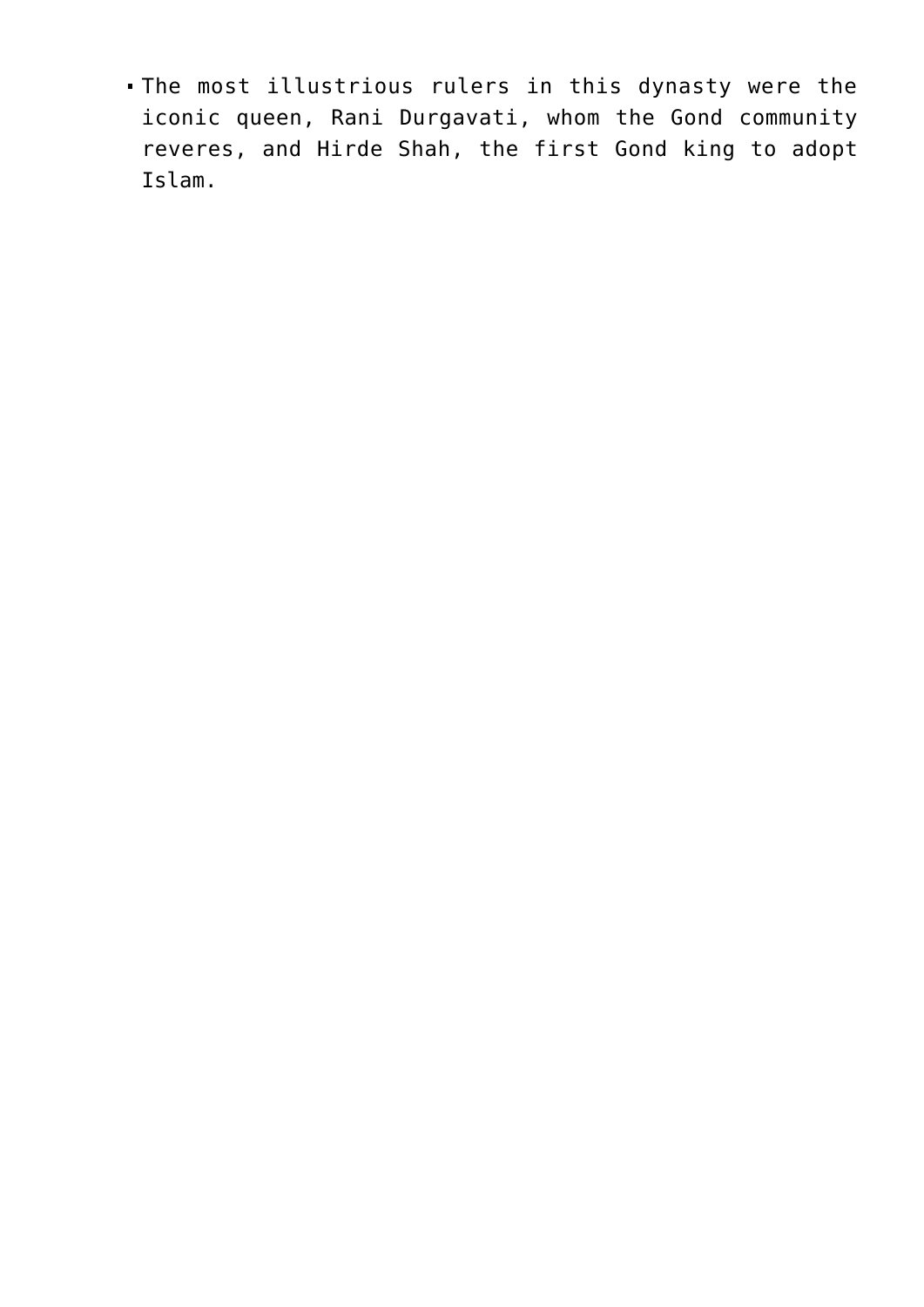- The most illustrious rulers in this dynasty were the iconic queen, Rani Durgavati, whom the Gond community reveres, and Hirde Shah, the first Gond king to adopt Islam.